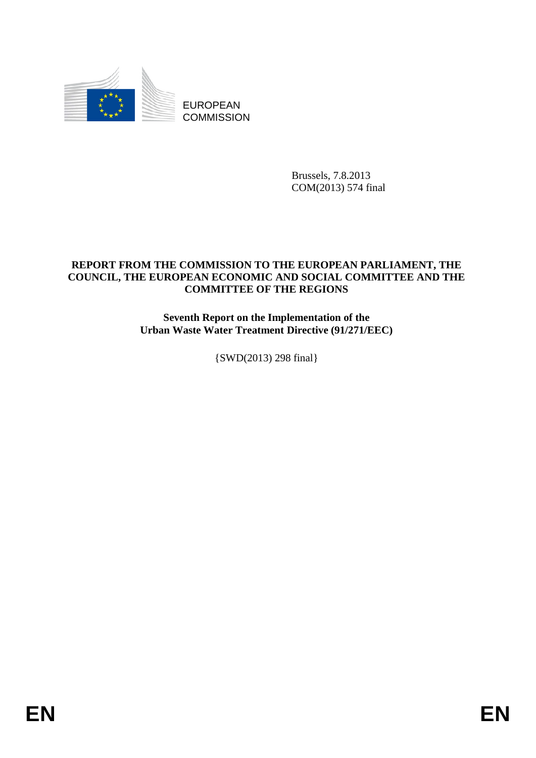EUROPEAN COMMISSION

Brussels, 7.8.2013
COM(2013) 574 final

**REPORT FROM THE COMMISSION TO THE EUROPEAN PARLIAMENT, THE COUNCIL, THE EUROPEAN ECONOMIC AND SOCIAL COMMITTEE AND THE COMMITTEE OF THE REGIONS**

**Seventh Report on the Implementation of the Urban Waste Water Treatment Directive (91/271/EEC)**

{SWD(2013) 298 final}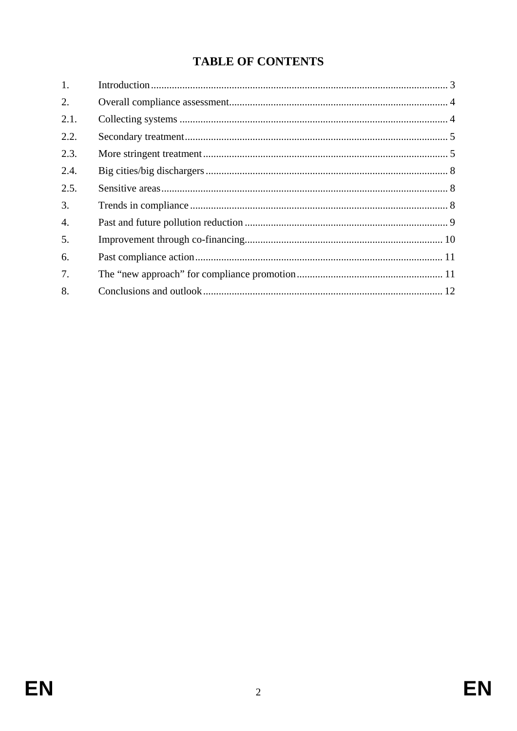# TABLE OF CONTENTS

| | | |
|---|---|---|
| 1. | Introduction | 3 |
| 2. | Overall compliance assessment | 4 |
| 2.1. | Collecting systems | 4 |
| 2.2. | Secondary treatment | 5 |
| 2.3. | More stringent treatment | 5 |
| 2.4. | Big cities/big dischargers | 8 |
| 2.5. | Sensitive areas | 8 |
| 3. | Trends in compliance | 8 |
| 4. | Past and future pollution reduction | 9 |
| 5. | Improvement through co-financing | 10 |
| 6. | Past compliance action | 11 |
| 7. | The “new approach” for compliance promotion | 11 |
| 8. | Conclusions and outlook | 12 |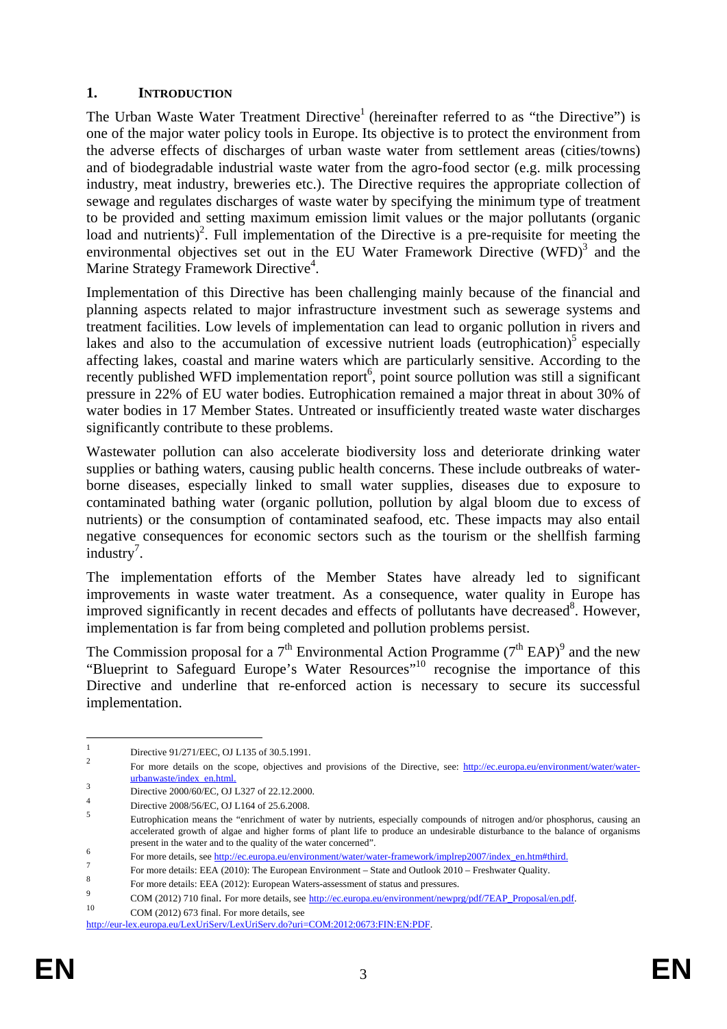## 1. INTRODUCTION

The Urban Waste Water Treatment Directive[1] (hereinafter referred to as "the Directive") is one of the major water policy tools in Europe. Its objective is to protect the environment from the adverse effects of discharges of urban waste water from settlement areas (cities/towns) and of biodegradable industrial waste water from the agro-food sector (e.g. milk processing industry, meat industry, breweries etc.). The Directive requires the appropriate collection of sewage and regulates discharges of waste water by specifying the minimum type of treatment to be provided and setting maximum emission limit values or the major pollutants (organic load and nutrients)[2]. Full implementation of the Directive is a pre-requisite for meeting the environmental objectives set out in the EU Water Framework Directive (WFD)[3] and the Marine Strategy Framework Directive[4].

Implementation of this Directive has been challenging mainly because of the financial and planning aspects related to major infrastructure investment such as sewerage systems and treatment facilities. Low levels of implementation can lead to organic pollution in rivers and lakes and also to the accumulation of excessive nutrient loads (eutrophication)[5] especially affecting lakes, coastal and marine waters which are particularly sensitive. According to the recently published WFD implementation report[6], point source pollution was still a significant pressure in 22% of EU water bodies. Eutrophication remained a major threat in about 30% of water bodies in 17 Member States. Untreated or insufficiently treated waste water discharges significantly contribute to these problems.

Wastewater pollution can also accelerate biodiversity loss and deteriorate drinking water supplies or bathing waters, causing public health concerns. These include outbreaks of water-borne diseases, especially linked to small water supplies, diseases due to exposure to contaminated bathing water (organic pollution, pollution by algal bloom due to excess of nutrients) or the consumption of contaminated seafood, etc. These impacts may also entail negative consequences for economic sectors such as the tourism or the shellfish farming industry[7].

The implementation efforts of the Member States have already led to significant improvements in waste water treatment. As a consequence, water quality in Europe has improved significantly in recent decades and effects of pollutants have decreased[8]. However, implementation is far from being completed and pollution problems persist.

The Commission proposal for a 7th Environmental Action Programme (7th EAP)[9] and the new "Blueprint to Safeguard Europe's Water Resources"[10] recognise the importance of this Directive and underline that re-enforced action is necessary to secure its successful implementation.

---

[1] Directive 91/271/EEC, OJ L135 of 30.5.1991.

[2] For more details on the scope, objectives and provisions of the Directive, see: http://ec.europa.eu/environment/water/water-urbanwaste/index_en.html.

[3] Directive 2000/60/EC, OJ L327 of 22.12.2000.

[4] Directive 2008/56/EC, OJ L164 of 25.6.2008.

[5] Eutrophication means the "enrichment of water by nutrients, especially compounds of nitrogen and/or phosphorus, causing an accelerated growth of algae and higher forms of plant life to produce an undesirable disturbance to the balance of organisms present in the water and to the quality of the water concerned".

[6] For more details, see http://ec.europa.eu/environment/water/water-framework/implrep2007/index_en.htm#third.

[7] For more details: EEA (2010): The European Environment – State and Outlook 2010 – Freshwater Quality.

[8] For more details: EEA (2012): European Waters-assessment of status and pressures.

[9] COM (2012) 710 final. For more details, see http://ec.europa.eu/environment/newprg/pdf/7EAP_Proposal/en.pdf.

[10] COM (2012) 673 final. For more details, see http://eur-lex.europa.eu/LexUriServ/LexUriServ.do?uri=COM:2012:0673:FIN:EN:PDF.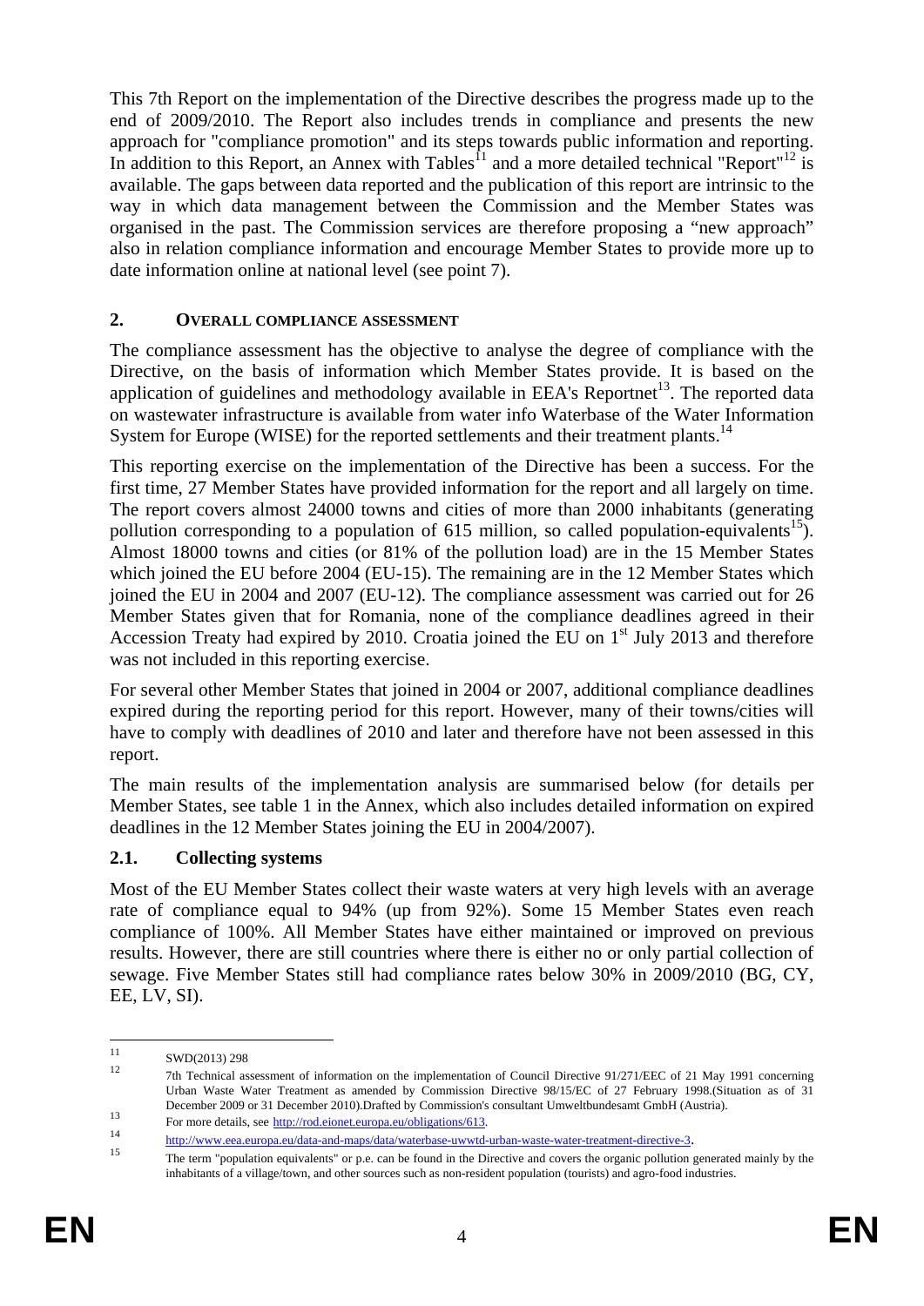This 7th Report on the implementation of the Directive describes the progress made up to the end of 2009/2010. The Report also includes trends in compliance and presents the new approach for "compliance promotion" and its steps towards public information and reporting. In addition to this Report, an Annex with Tables[11] and a more detailed technical "Report"[12] is available. The gaps between data reported and the publication of this report are intrinsic to the way in which data management between the Commission and the Member States was organised in the past. The Commission services are therefore proposing a “new approach” also in relation compliance information and encourage Member States to provide more up to date information online at national level (see point 7).

## 2. OVERALL COMPLIANCE ASSESSMENT

The compliance assessment has the objective to analyse the degree of compliance with the Directive, on the basis of information which Member States provide. It is based on the application of guidelines and methodology available in EEA's Reportnet[13]. The reported data on wastewater infrastructure is available from water info Waterbase of the Water Information System for Europe (WISE) for the reported settlements and their treatment plants.[14]

This reporting exercise on the implementation of the Directive has been a success. For the first time, 27 Member States have provided information for the report and all largely on time. The report covers almost 24000 towns and cities of more than 2000 inhabitants (generating pollution corresponding to a population of 615 million, so called population-equivalents[15]). Almost 18000 towns and cities (or 81% of the pollution load) are in the 15 Member States which joined the EU before 2004 (EU-15). The remaining are in the 12 Member States which joined the EU in 2004 and 2007 (EU-12). The compliance assessment was carried out for 26 Member States given that for Romania, none of the compliance deadlines agreed in their Accession Treaty had expired by 2010. Croatia joined the EU on 1st July 2013 and therefore was not included in this reporting exercise.

For several other Member States that joined in 2004 or 2007, additional compliance deadlines expired during the reporting period for this report. However, many of their towns/cities will have to comply with deadlines of 2010 and later and therefore have not been assessed in this report.

The main results of the implementation analysis are summarised below (for details per Member States, see table 1 in the Annex, which also includes detailed information on expired deadlines in the 12 Member States joining the EU in 2004/2007).

### 2.1. Collecting systems

Most of the EU Member States collect their waste waters at very high levels with an average rate of compliance equal to 94% (up from 92%). Some 15 Member States even reach compliance of 100%. All Member States have either maintained or improved on previous results. However, there are still countries where there is either no or only partial collection of sewage. Five Member States still had compliance rates below 30% in 2009/2010 (BG, CY, EE, LV, SI).

---

[11] SWD(2013) 298

[12] 7th Technical assessment of information on the implementation of Council Directive 91/271/EEC of 21 May 1991 concerning Urban Waste Water Treatment as amended by Commission Directive 98/15/EC of 27 February 1998.(Situation as of 31 December 2009 or 31 December 2010).Drafted by Commission's consultant Umweltbundesamt GmbH (Austria).

[13] For more details, see http://rod.eionet.europa.eu/obligations/613.

[14] http://www.eea.europa.eu/data-and-maps/data/waterbase-uwwtd-urban-waste-water-treatment-directive-3.

[15] The term "population equivalents" or p.e. can be found in the Directive and covers the organic pollution generated mainly by the inhabitants of a village/town, and other sources such as non-resident population (tourists) and agro-food industries.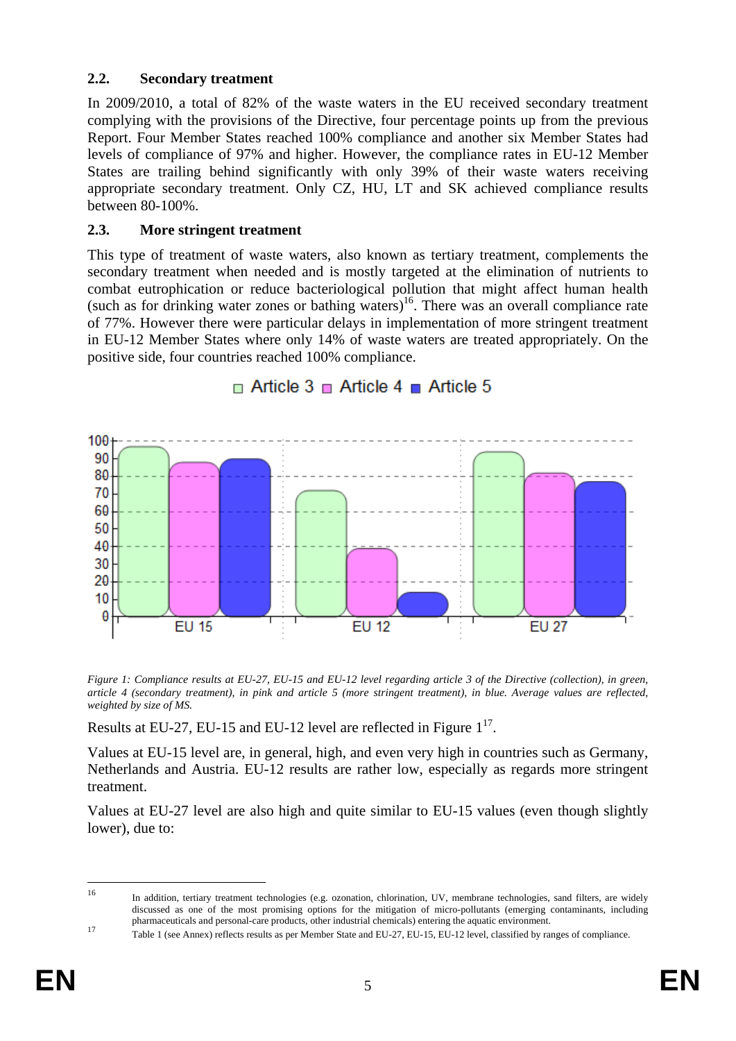## 2.2. Secondary treatment

In 2009/2010, a total of 82% of the waste waters in the EU received secondary treatment complying with the provisions of the Directive, four percentage points up from the previous Report. Four Member States reached 100% compliance and another six Member States had levels of compliance of 97% and higher. However, the compliance rates in EU-12 Member States are trailing behind significantly with only 39% of their waste waters receiving appropriate secondary treatment. Only CZ, HU, LT and SK achieved compliance results between 80-100%.

## 2.3. More stringent treatment

This type of treatment of waste waters, also known as tertiary treatment, complements the secondary treatment when needed and is mostly targeted at the elimination of nutrients to combat eutrophication or reduce bacteriological pollution that might affect human health (such as for drinking water zones or bathing waters)[16]. There was an overall compliance rate of 77%. However there were particular delays in implementation of more stringent treatment in EU-12 Member States where only 14% of waste waters are treated appropriately. On the positive side, four countries reached 100% compliance.

*Figure 1: Compliance results at EU-27, EU-15 and EU-12 level regarding article 3 of the Directive (collection), in green, article 4 (secondary treatment), in pink and article 5 (more stringent treatment), in blue. Average values are reflected, weighted by size of MS.*

Results at EU-27, EU-15 and EU-12 level are reflected in Figure 1[17].

Values at EU-15 level are, in general, high, and even very high in countries such as Germany, Netherlands and Austria. EU-12 results are rather low, especially as regards more stringent treatment.

Values at EU-27 level are also high and quite similar to EU-15 values (even though slightly lower), due to:

---

[16] In addition, tertiary treatment technologies (e.g. ozonation, chlorination, UV, membrane technologies, sand filters, are widely discussed as one of the most promising options for the mitigation of micro-pollutants (emerging contaminants, including pharmaceuticals and personal-care products, other industrial chemicals) entering the aquatic environment.

[17] Table 1 (see Annex) reflects results as per Member State and EU-27, EU-15, EU-12 level, classified by ranges of compliance.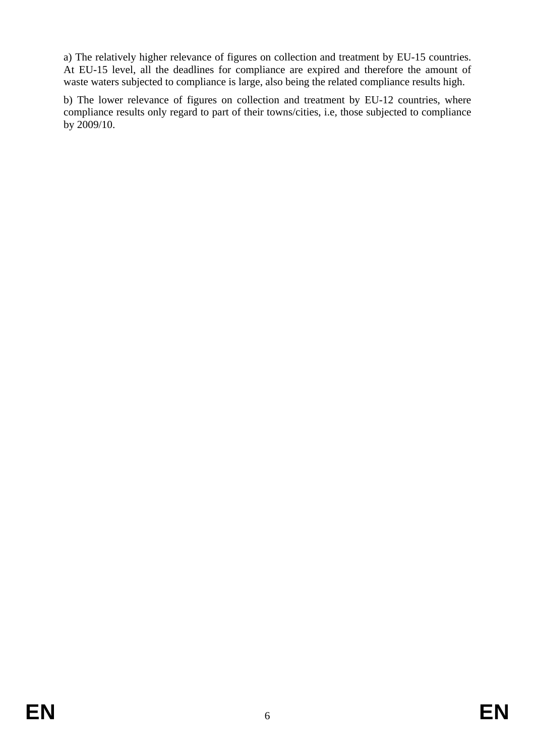a) The relatively higher relevance of figures on collection and treatment by EU-15 countries. At EU-15 level, all the deadlines for compliance are expired and therefore the amount of waste waters subjected to compliance is large, also being the related compliance results high.

b) The lower relevance of figures on collection and treatment by EU-12 countries, where compliance results only regard to part of their towns/cities, i.e, those subjected to compliance by 2009/10.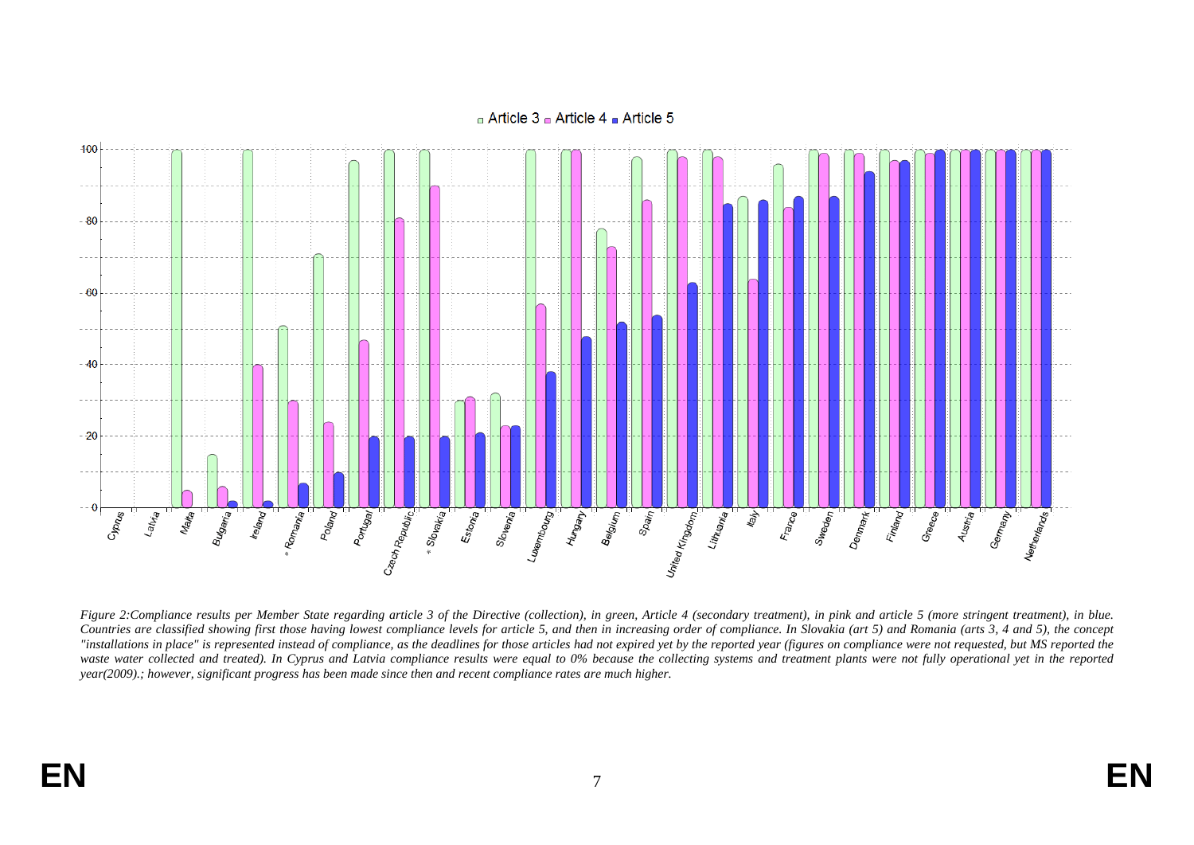Figure 2:Compliance results per Member State regarding article 3 of the Directive (collection), in green, Article 4 (secondary treatment), in pink and article 5 (more stringent treatment), in blue. Countries are classified showing first those having lowest compliance levels for article 5, and then in increasing order of compliance. In Slovakia (art 5) and Romania (arts 3, 4 and 5), the concept "installations in place" is represented instead of compliance, as the deadlines for those articles had not expired yet by the reported year (figures on compliance were not requested, but MS reported the waste water collected and treated). In Cyprus and Latvia compliance results were equal to 0% because the collecting systems and treatment plants were not fully operational yet in the reported year(2009).; however, significant progress has been made since then and recent compliance rates are much higher.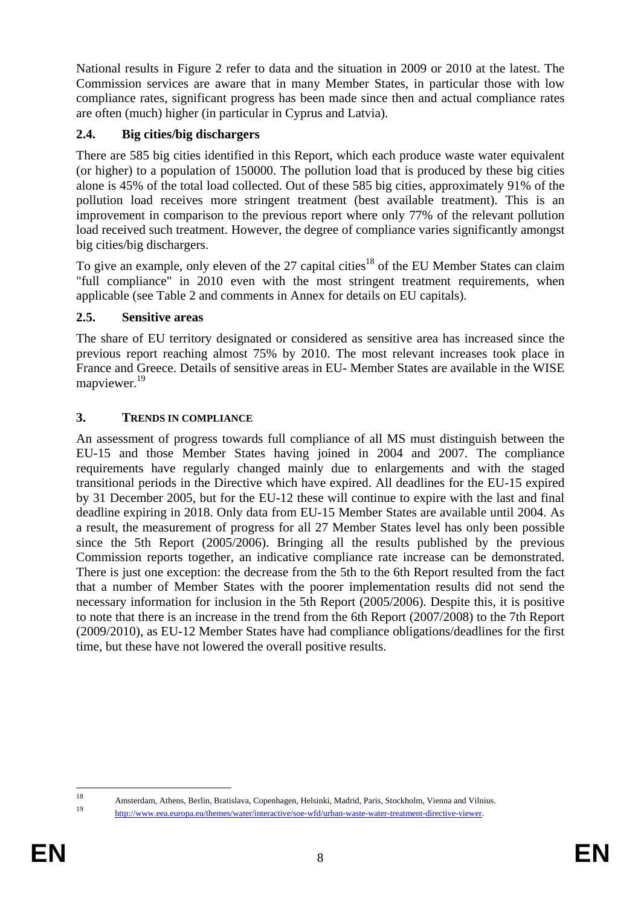National results in Figure 2 refer to data and the situation in 2009 or 2010 at the latest. The Commission services are aware that in many Member States, in particular those with low compliance rates, significant progress has been made since then and actual compliance rates are often (much) higher (in particular in Cyprus and Latvia).

### 2.4. Big cities/big dischargers

There are 585 big cities identified in this Report, which each produce waste water equivalent (or higher) to a population of 150000. The pollution load that is produced by these big cities alone is 45% of the total load collected. Out of these 585 big cities, approximately 91% of the pollution load receives more stringent treatment (best available treatment). This is an improvement in comparison to the previous report where only 77% of the relevant pollution load received such treatment. However, the degree of compliance varies significantly amongst big cities/big dischargers.

To give an example, only eleven of the 27 capital cities[18] of the EU Member States can claim "full compliance" in 2010 even with the most stringent treatment requirements, when applicable (see Table 2 and comments in Annex for details on EU capitals).

### 2.5. Sensitive areas

The share of EU territory designated or considered as sensitive area has increased since the previous report reaching almost 75% by 2010. The most relevant increases took place in France and Greece. Details of sensitive areas in EU- Member States are available in the WISE mapviewer.[19]

## 3. TRENDS IN COMPLIANCE

An assessment of progress towards full compliance of all MS must distinguish between the EU-15 and those Member States having joined in 2004 and 2007. The compliance requirements have regularly changed mainly due to enlargements and with the staged transitional periods in the Directive which have expired. All deadlines for the EU-15 expired by 31 December 2005, but for the EU-12 these will continue to expire with the last and final deadline expiring in 2018. Only data from EU-15 Member States are available until 2004. As a result, the measurement of progress for all 27 Member States level has only been possible since the 5th Report (2005/2006). Bringing all the results published by the previous Commission reports together, an indicative compliance rate increase can be demonstrated. There is just one exception: the decrease from the 5th to the 6th Report resulted from the fact that a number of Member States with the poorer implementation results did not send the necessary information for inclusion in the 5th Report (2005/2006). Despite this, it is positive to note that there is an increase in the trend from the 6th Report (2007/2008) to the 7th Report (2009/2010), as EU-12 Member States have had compliance obligations/deadlines for the first time, but these have not lowered the overall positive results.

---

[18] Amsterdam, Athens, Berlin, Bratislava, Copenhagen, Helsinki, Madrid, Paris, Stockholm, Vienna and Vilnius.

[19] http://www.eea.europa.eu/themes/water/interactive/soe-wfd/urban-waste-water-treatment-directive-viewer.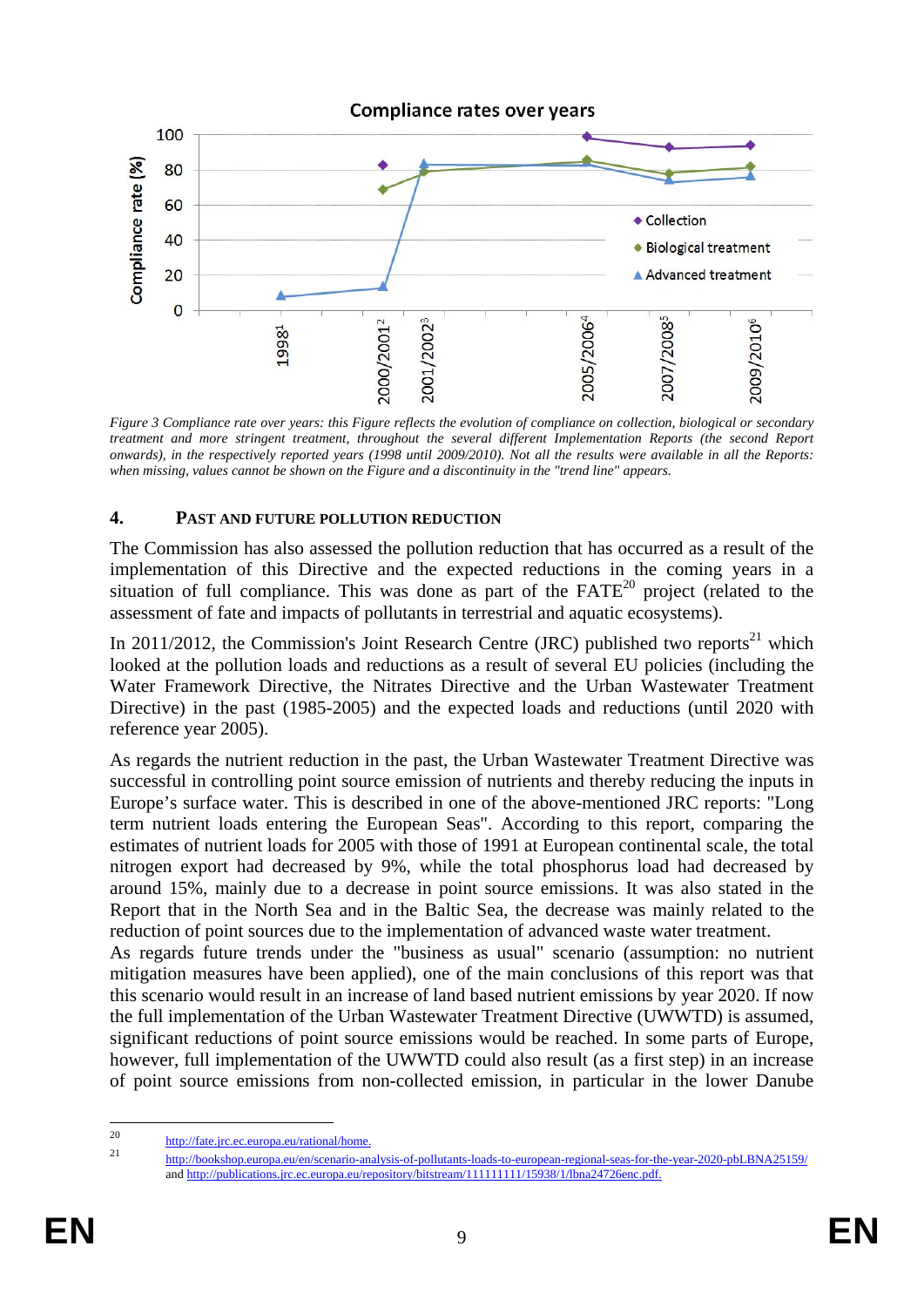Compliance rates over years

Figure 3 Compliance rate over years: this Figure reflects the evolution of compliance on collection, biological or secondary treatment and more stringent treatment, throughout the several different Implementation Reports (the second Report onwards), in the respectively reported years (1998 until 2009/2010). Not all the results were available in all the Reports: when missing, values cannot be shown on the Figure and a discontinuity in the "trend line" appears.

## 4. PAST AND FUTURE POLLUTION REDUCTION

The Commission has also assessed the pollution reduction that has occurred as a result of the implementation of this Directive and the expected reductions in the coming years in a situation of full compliance. This was done as part of the FATE[20] project (related to the assessment of fate and impacts of pollutants in terrestrial and aquatic ecosystems).

In 2011/2012, the Commission's Joint Research Centre (JRC) published two reports[21] which looked at the pollution loads and reductions as a result of several EU policies (including the Water Framework Directive, the Nitrates Directive and the Urban Wastewater Treatment Directive) in the past (1985-2005) and the expected loads and reductions (until 2020 with reference year 2005).

As regards the nutrient reduction in the past, the Urban Wastewater Treatment Directive was successful in controlling point source emission of nutrients and thereby reducing the inputs in Europe's surface water. This is described in one of the above-mentioned JRC reports: "Long term nutrient loads entering the European Seas". According to this report, comparing the estimates of nutrient loads for 2005 with those of 1991 at European continental scale, the total nitrogen export had decreased by 9%, while the total phosphorus load had decreased by around 15%, mainly due to a decrease in point source emissions. It was also stated in the Report that in the North Sea and in the Baltic Sea, the decrease was mainly related to the reduction of point sources due to the implementation of advanced waste water treatment.
As regards future trends under the "business as usual" scenario (assumption: no nutrient mitigation measures have been applied), one of the main conclusions of this report was that this scenario would result in an increase of land based nutrient emissions by year 2020. If now the full implementation of the Urban Wastewater Treatment Directive (UWWTD) is assumed, significant reductions of point source emissions would be reached. In some parts of Europe, however, full implementation of the UWWTD could also result (as a first step) in an increase of point source emissions from non-collected emission, in particular in the lower Danube

---

[20] http://fate.jrc.ec.europa.eu/rational/home.

[21] http://bookshop.europa.eu/en/scenario-analysis-of-pollutants-loads-to-european-regional-seas-for-the-year-2020-pbLBNA25159/ and http://publications.jrc.ec.europa.eu/repository/bitstream/111111111/15938/1/lbna24726enc.pdf.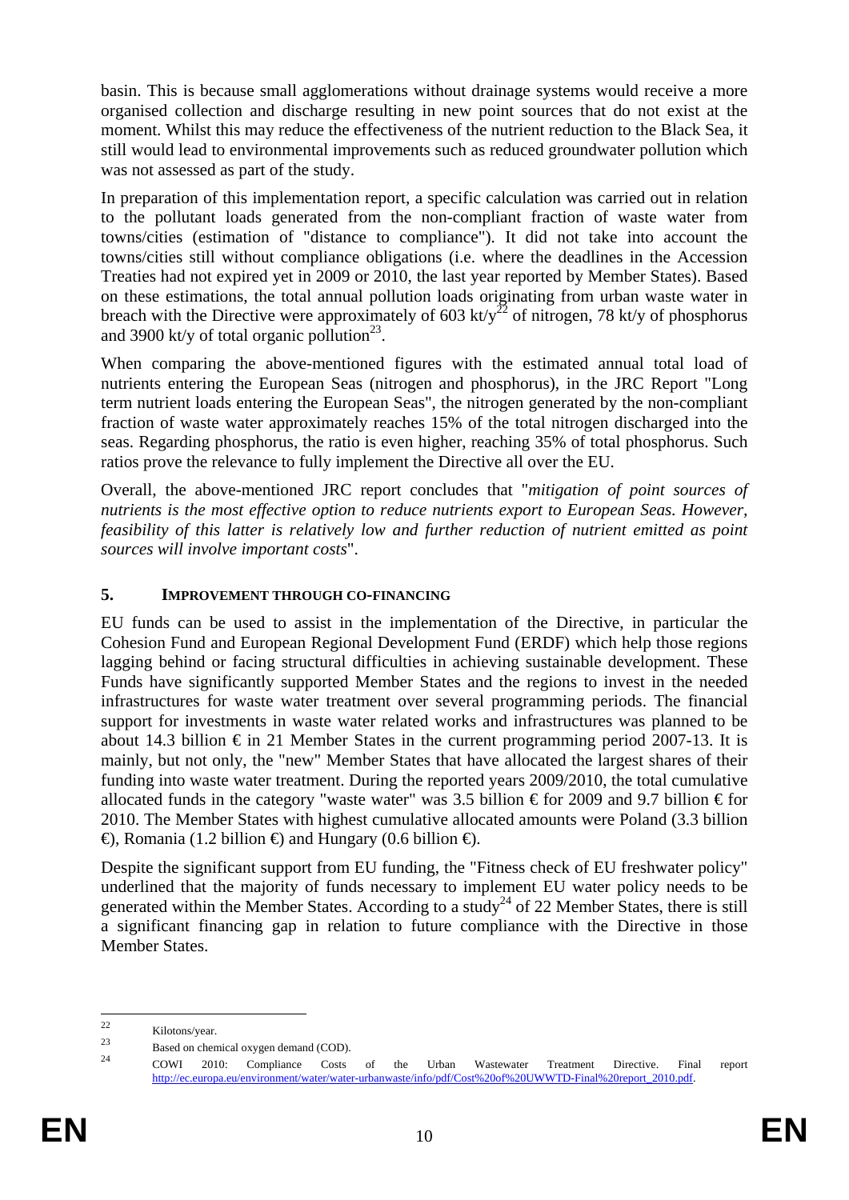basin. This is because small agglomerations without drainage systems would receive a more organised collection and discharge resulting in new point sources that do not exist at the moment. Whilst this may reduce the effectiveness of the nutrient reduction to the Black Sea, it still would lead to environmental improvements such as reduced groundwater pollution which was not assessed as part of the study.

In preparation of this implementation report, a specific calculation was carried out in relation to the pollutant loads generated from the non-compliant fraction of waste water from towns/cities (estimation of "distance to compliance"). It did not take into account the towns/cities still without compliance obligations (i.e. where the deadlines in the Accession Treaties had not expired yet in 2009 or 2010, the last year reported by Member States). Based on these estimations, the total annual pollution loads originating from urban waste water in breach with the Directive were approximately of 603 kt/y[22] of nitrogen, 78 kt/y of phosphorus and 3900 kt/y of total organic pollution[23].

When comparing the above-mentioned figures with the estimated annual total load of nutrients entering the European Seas (nitrogen and phosphorus), in the JRC Report "Long term nutrient loads entering the European Seas", the nitrogen generated by the non-compliant fraction of waste water approximately reaches 15% of the total nitrogen discharged into the seas. Regarding phosphorus, the ratio is even higher, reaching 35% of total phosphorus. Such ratios prove the relevance to fully implement the Directive all over the EU.

Overall, the above-mentioned JRC report concludes that "*mitigation of point sources of nutrients is the most effective option to reduce nutrients export to European Seas. However, feasibility of this latter is relatively low and further reduction of nutrient emitted as point sources will involve important costs*".

## 5. IMPROVEMENT THROUGH CO-FINANCING

EU funds can be used to assist in the implementation of the Directive, in particular the Cohesion Fund and European Regional Development Fund (ERDF) which help those regions lagging behind or facing structural difficulties in achieving sustainable development. These Funds have significantly supported Member States and the regions to invest in the needed infrastructures for waste water treatment over several programming periods. The financial support for investments in waste water related works and infrastructures was planned to be about 14.3 billion € in 21 Member States in the current programming period 2007-13. It is mainly, but not only, the "new" Member States that have allocated the largest shares of their funding into waste water treatment. During the reported years 2009/2010, the total cumulative allocated funds in the category "waste water" was 3.5 billion € for 2009 and 9.7 billion € for 2010. The Member States with highest cumulative allocated amounts were Poland (3.3 billion €), Romania (1.2 billion €) and Hungary (0.6 billion €).

Despite the significant support from EU funding, the "Fitness check of EU freshwater policy" underlined that the majority of funds necessary to implement EU water policy needs to be generated within the Member States. According to a study[24] of 22 Member States, there is still a significant financing gap in relation to future compliance with the Directive in those Member States.

---

[22] Kilotons/year.

[23] Based on chemical oxygen demand (COD).

[24] COWI 2010: Compliance Costs of the Urban Wastewater Treatment Directive. Final report http://ec.europa.eu/environment/water/water-urbanwaste/info/pdf/Cost%20of%20UWWTD-Final%20report_2010.pdf.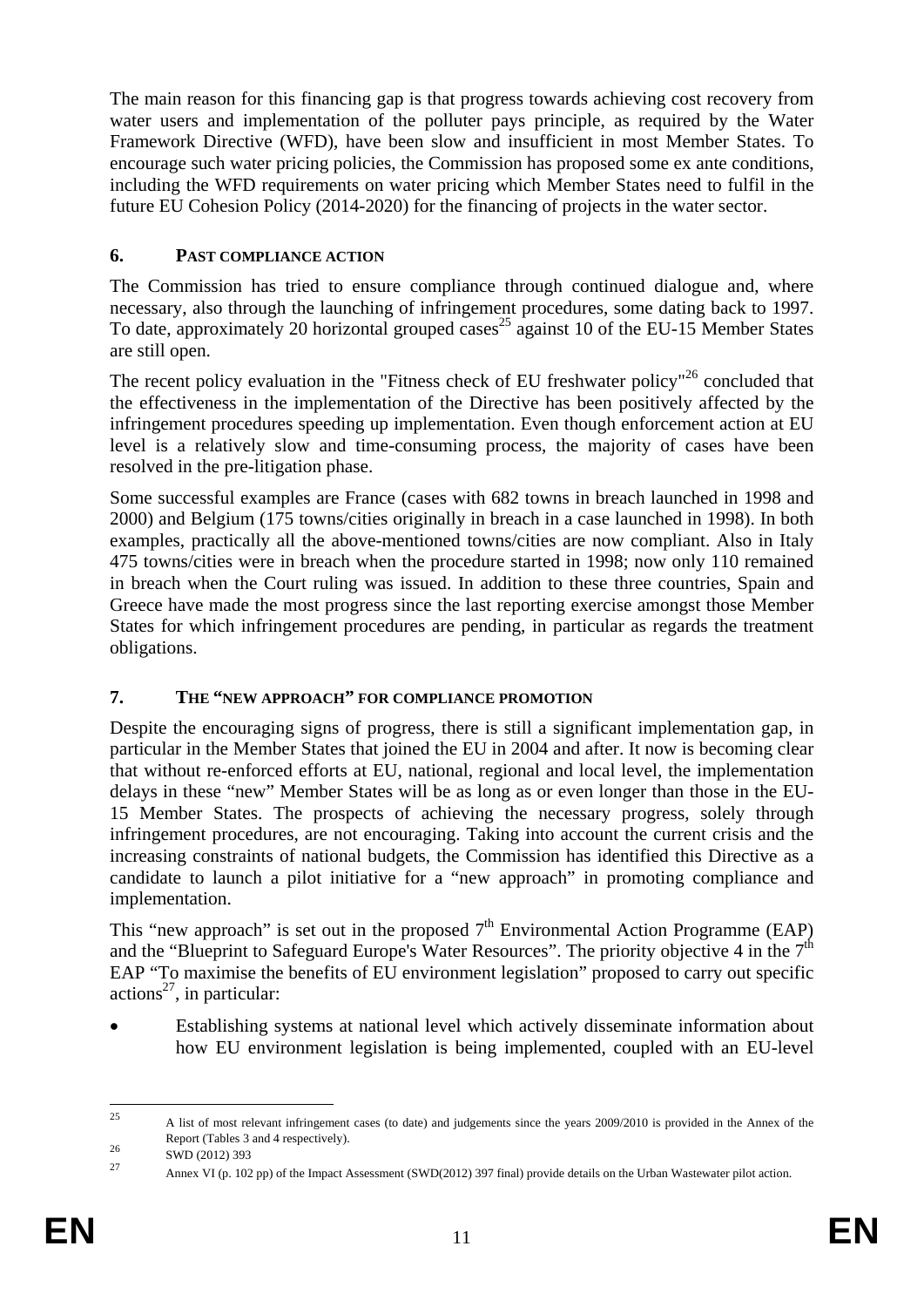The main reason for this financing gap is that progress towards achieving cost recovery from water users and implementation of the polluter pays principle, as required by the Water Framework Directive (WFD), have been slow and insufficient in most Member States. To encourage such water pricing policies, the Commission has proposed some ex ante conditions, including the WFD requirements on water pricing which Member States need to fulfil in the future EU Cohesion Policy (2014-2020) for the financing of projects in the water sector.

## 6. PAST COMPLIANCE ACTION

The Commission has tried to ensure compliance through continued dialogue and, where necessary, also through the launching of infringement procedures, some dating back to 1997. To date, approximately 20 horizontal grouped cases[25] against 10 of the EU-15 Member States are still open.

The recent policy evaluation in the "Fitness check of EU freshwater policy"[26] concluded that the effectiveness in the implementation of the Directive has been positively affected by the infringement procedures speeding up implementation. Even though enforcement action at EU level is a relatively slow and time-consuming process, the majority of cases have been resolved in the pre-litigation phase.

Some successful examples are France (cases with 682 towns in breach launched in 1998 and 2000) and Belgium (175 towns/cities originally in breach in a case launched in 1998). In both examples, practically all the above-mentioned towns/cities are now compliant. Also in Italy 475 towns/cities were in breach when the procedure started in 1998; now only 110 remained in breach when the Court ruling was issued. In addition to these three countries, Spain and Greece have made the most progress since the last reporting exercise amongst those Member States for which infringement procedures are pending, in particular as regards the treatment obligations.

## 7. THE "NEW APPROACH" FOR COMPLIANCE PROMOTION

Despite the encouraging signs of progress, there is still a significant implementation gap, in particular in the Member States that joined the EU in 2004 and after. It now is becoming clear that without re-enforced efforts at EU, national, regional and local level, the implementation delays in these "new" Member States will be as long as or even longer than those in the EU-15 Member States. The prospects of achieving the necessary progress, solely through infringement procedures, are not encouraging. Taking into account the current crisis and the increasing constraints of national budgets, the Commission has identified this Directive as a candidate to launch a pilot initiative for a "new approach" in promoting compliance and implementation.

This "new approach" is set out in the proposed 7th Environmental Action Programme (EAP) and the "Blueprint to Safeguard Europe's Water Resources". The priority objective 4 in the 7th EAP "To maximise the benefits of EU environment legislation" proposed to carry out specific actions[27], in particular:

- Establishing systems at national level which actively disseminate information about how EU environment legislation is being implemented, coupled with an EU-level

---

[25] A list of most relevant infringement cases (to date) and judgements since the years 2009/2010 is provided in the Annex of the Report (Tables 3 and 4 respectively).

[26] SWD (2012) 393

[27] Annex VI (p. 102 pp) of the Impact Assessment (SWD(2012) 397 final) provide details on the Urban Wastewater pilot action.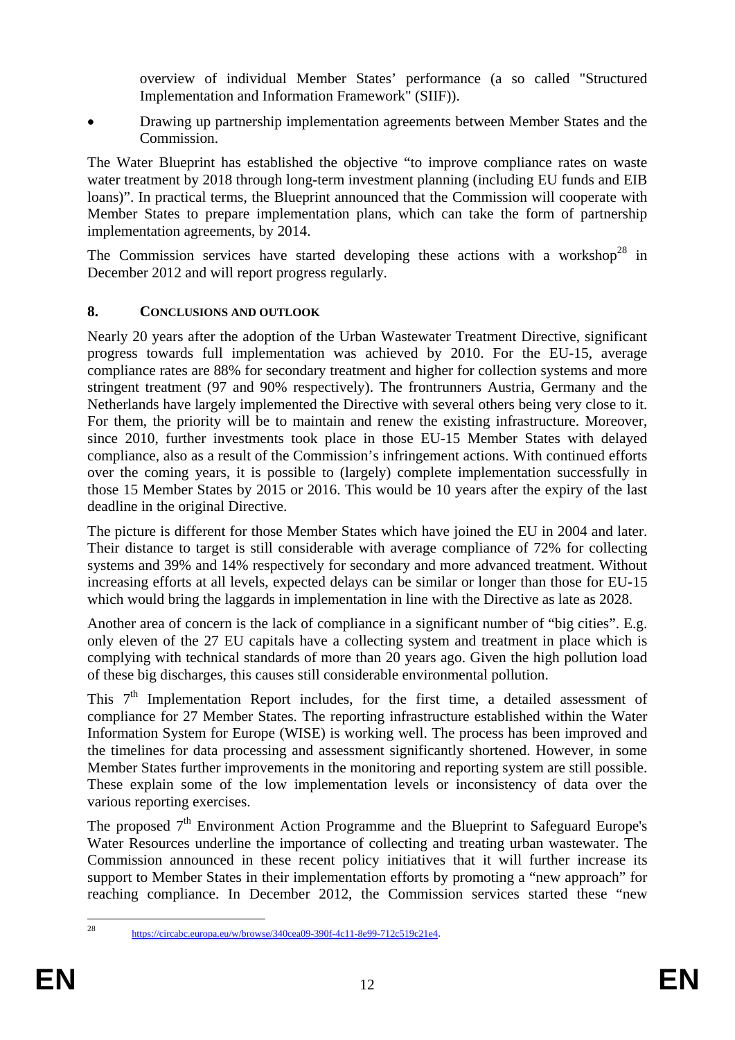overview of individual Member States' performance (a so called "Structured Implementation and Information Framework" (SIIF)).

- Drawing up partnership implementation agreements between Member States and the Commission.

The Water Blueprint has established the objective "to improve compliance rates on waste water treatment by 2018 through long-term investment planning (including EU funds and EIB loans)". In practical terms, the Blueprint announced that the Commission will cooperate with Member States to prepare implementation plans, which can take the form of partnership implementation agreements, by 2014.

The Commission services have started developing these actions with a workshop[28] in December 2012 and will report progress regularly.

## 8. CONCLUSIONS AND OUTLOOK

Nearly 20 years after the adoption of the Urban Wastewater Treatment Directive, significant progress towards full implementation was achieved by 2010. For the EU-15, average compliance rates are 88% for secondary treatment and higher for collection systems and more stringent treatment (97 and 90% respectively). The frontrunners Austria, Germany and the Netherlands have largely implemented the Directive with several others being very close to it. For them, the priority will be to maintain and renew the existing infrastructure. Moreover, since 2010, further investments took place in those EU-15 Member States with delayed compliance, also as a result of the Commission's infringement actions. With continued efforts over the coming years, it is possible to (largely) complete implementation successfully in those 15 Member States by 2015 or 2016. This would be 10 years after the expiry of the last deadline in the original Directive.

The picture is different for those Member States which have joined the EU in 2004 and later. Their distance to target is still considerable with average compliance of 72% for collecting systems and 39% and 14% respectively for secondary and more advanced treatment. Without increasing efforts at all levels, expected delays can be similar or longer than those for EU-15 which would bring the laggards in implementation in line with the Directive as late as 2028.

Another area of concern is the lack of compliance in a significant number of "big cities". E.g. only eleven of the 27 EU capitals have a collecting system and treatment in place which is complying with technical standards of more than 20 years ago. Given the high pollution load of these big discharges, this causes still considerable environmental pollution.

This 7th Implementation Report includes, for the first time, a detailed assessment of compliance for 27 Member States. The reporting infrastructure established within the Water Information System for Europe (WISE) is working well. The process has been improved and the timelines for data processing and assessment significantly shortened. However, in some Member States further improvements in the monitoring and reporting system are still possible. These explain some of the low implementation levels or inconsistency of data over the various reporting exercises.

The proposed 7th Environment Action Programme and the Blueprint to Safeguard Europe's Water Resources underline the importance of collecting and treating urban wastewater. The Commission announced in these recent policy initiatives that it will further increase its support to Member States in their implementation efforts by promoting a "new approach" for reaching compliance. In December 2012, the Commission services started these "new

[28] https://circabc.europa.eu/w/browse/340cea09-390f-4c11-8e99-712c519c21e4.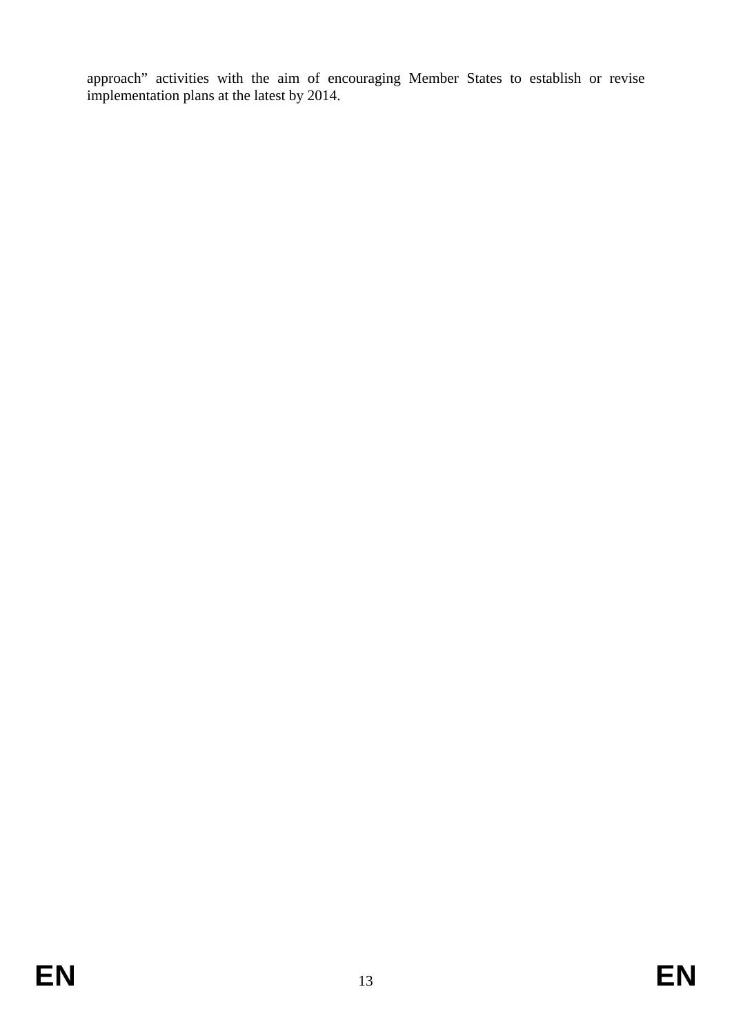approach" activities with the aim of encouraging Member States to establish or revise implementation plans at the latest by 2014.